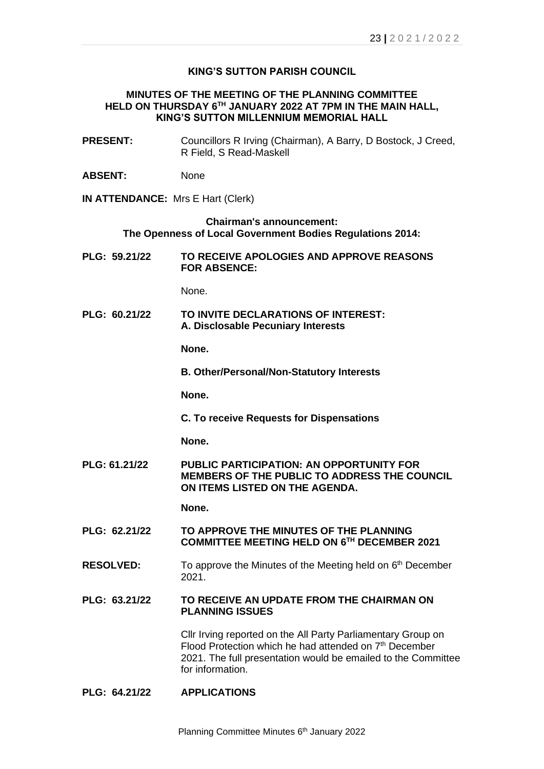**KING'S SUTTON PARISH COUNCIL**

**MINUTES OF THE MEETING OF THE PLANNING COMMITTEE HELD ON THURSDAY 6TH JANUARY 2022 AT 7PM IN THE MAIN HALL, KING'S SUTTON MILLENNIUM MEMORIAL HALL**

**PRESENT:** Councillors R Irving (Chairman), A Barry, D Bostock, J Creed, R Field, S Read-Maskell

**ABSENT:** None

**IN ATTENDANCE:** Mrs E Hart (Clerk)

**Chairman's announcement:**
**The Openness of Local Government Bodies Regulations 2014:**

**PLG: 59.21/22** **TO RECEIVE APOLOGIES AND APPROVE REASONS FOR ABSENCE:**

None.

**PLG: 60.21/22** **TO INVITE DECLARATIONS OF INTEREST:**
**A. Disclosable Pecuniary Interests**

**None.**

**B. Other/Personal/Non-Statutory Interests**

**None.**

**C. To receive Requests for Dispensations**

**None.**

**PLG: 61.21/22** **PUBLIC PARTICIPATION: AN OPPORTUNITY FOR MEMBERS OF THE PUBLIC TO ADDRESS THE COUNCIL ON ITEMS LISTED ON THE AGENDA.**

**None.**

**PLG: 62.21/22** **TO APPROVE THE MINUTES OF THE PLANNING COMMITTEE MEETING HELD ON 6TH DECEMBER 2021**

**RESOLVED:** To approve the Minutes of the Meeting held on 6th December 2021.

**PLG: 63.21/22** **TO RECEIVE AN UPDATE FROM THE CHAIRMAN ON PLANNING ISSUES**

Cllr Irving reported on the All Party Parliamentary Group on Flood Protection which he had attended on 7th December 2021. The full presentation would be emailed to the Committee for information.

**PLG: 64.21/22** **APPLICATIONS**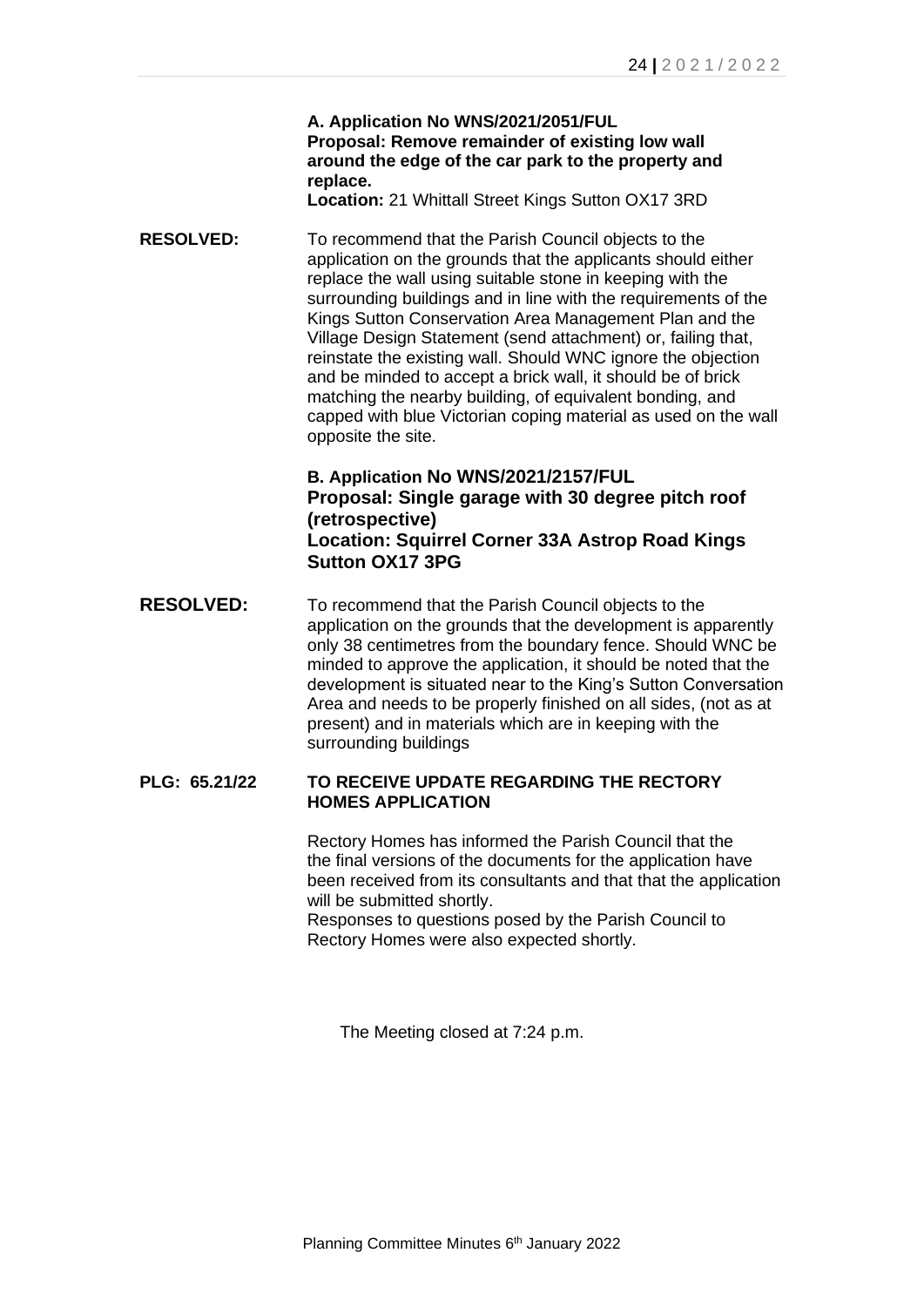**A. Application No WNS/2021/2051/FUL**
**Proposal: Remove remainder of existing low wall around the edge of the car park to the property and replace.**
**Location:** 21 Whittall Street Kings Sutton OX17 3RD

**RESOLVED:** To recommend that the Parish Council objects to the application on the grounds that the applicants should either replace the wall using suitable stone in keeping with the surrounding buildings and in line with the requirements of the Kings Sutton Conservation Area Management Plan and the Village Design Statement (send attachment) or, failing that, reinstate the existing wall. Should WNC ignore the objection and be minded to accept a brick wall, it should be of brick matching the nearby building, of equivalent bonding, and capped with blue Victorian coping material as used on the wall opposite the site.

**B. Application No WNS/2021/2157/FUL**
**Proposal: Single garage with 30 degree pitch roof (retrospective)**
**Location: Squirrel Corner 33A Astrop Road Kings Sutton OX17 3PG**

**RESOLVED:** To recommend that the Parish Council objects to the application on the grounds that the development is apparently only 38 centimetres from the boundary fence. Should WNC be minded to approve the application, it should be noted that the development is situated near to the King's Sutton Conversation Area and needs to be properly finished on all sides, (not as at present) and in materials which are in keeping with the surrounding buildings

**PLG: 65.21/22 TO RECEIVE UPDATE REGARDING THE RECTORY HOMES APPLICATION**

Rectory Homes has informed the Parish Council that the the final versions of the documents for the application have been received from its consultants and that that the application will be submitted shortly.
Responses to questions posed by the Parish Council to Rectory Homes were also expected shortly.

The Meeting closed at 7:24 p.m.